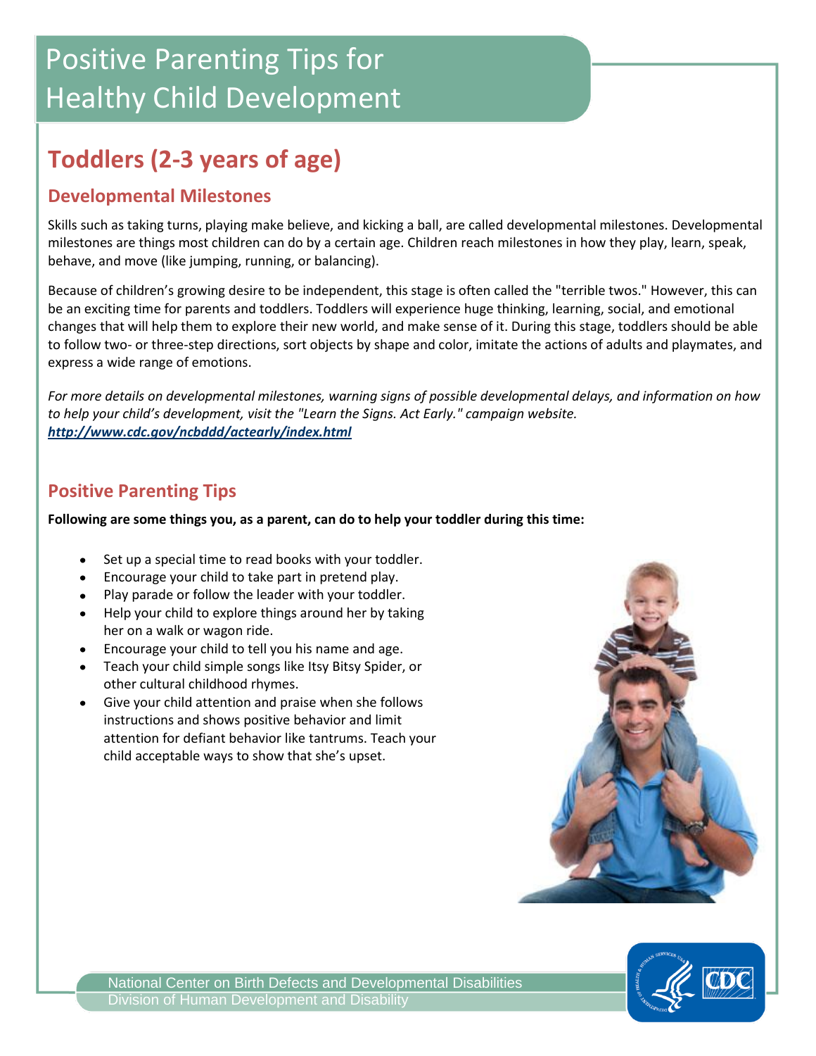# Positive Parenting Tips for Healthy Child Development

## Toddlers (2-3 years of age)

### Developmental Milestones

Skills such as taking turns, playing make believe, and kicking a ball, are called developmental milestones. Developmental milestones are things most children can do by a certain age. Children reach milestones in how they play, learn, speak, behave, and move (like jumping, running, or balancing).

Because of children's growing desire to be independent, this stage is often called the "terrible twos." However, this can be an exciting time for parents and toddlers. Toddlers will experience huge thinking, learning, social, and emotional changes that will help them to explore their new world, and make sense of it. During this stage, toddlers should be able to follow two- or three-step directions, sort objects by shape and color, imitate the actions of adults and playmates, and express a wide range of emotions.

*For more details on developmental milestones, warning signs of possible developmental delays, and information on how to help your child's development, visit the "Learn the Signs. Act Early." campaign website.*
***http://www.cdc.gov/ncbddd/actearly/index.html***

### Positive Parenting Tips

**Following are some things you, as a parent, can do to help your toddler during this time:**

- Set up a special time to read books with your toddler.
- Encourage your child to take part in pretend play.
- Play parade or follow the leader with your toddler.
- Help your child to explore things around her by taking her on a walk or wagon ride.
- Encourage your child to tell you his name and age.
- Teach your child simple songs like Itsy Bitsy Spider, or other cultural childhood rhymes.
- Give your child attention and praise when she follows instructions and shows positive behavior and limit attention for defiant behavior like tantrums. Teach your child acceptable ways to show that she's upset.

National Center on Birth Defects and Developmental Disabilities
Division of Human Development and Disability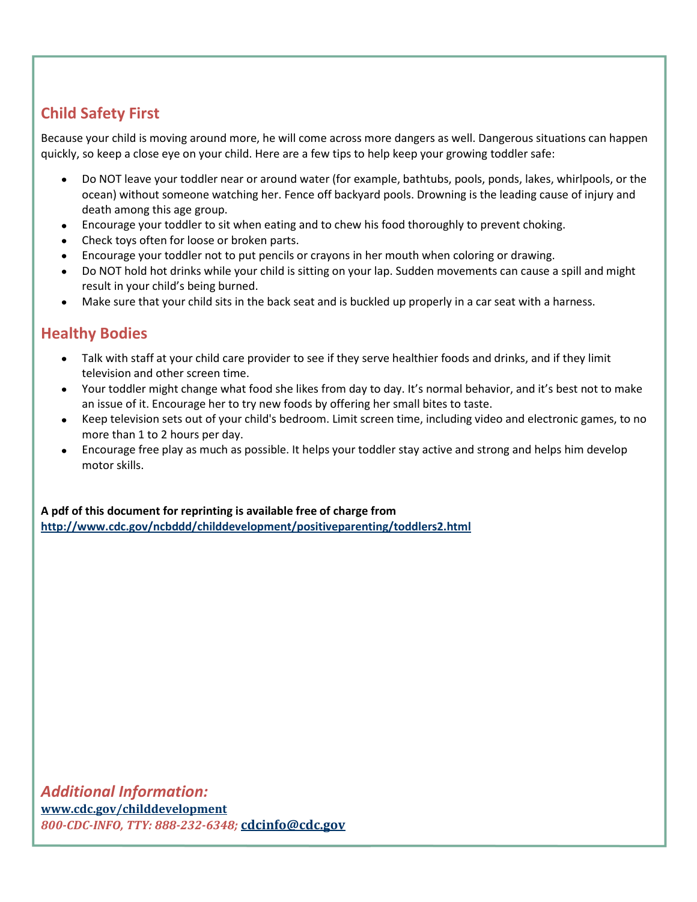## Child Safety First

Because your child is moving around more, he will come across more dangers as well. Dangerous situations can happen quickly, so keep a close eye on your child. Here are a few tips to help keep your growing toddler safe:

- Do NOT leave your toddler near or around water (for example, bathtubs, pools, ponds, lakes, whirlpools, or the ocean) without someone watching her. Fence off backyard pools. Drowning is the leading cause of injury and death among this age group.
- Encourage your toddler to sit when eating and to chew his food thoroughly to prevent choking.
- Check toys often for loose or broken parts.
- Encourage your toddler not to put pencils or crayons in her mouth when coloring or drawing.
- Do NOT hold hot drinks while your child is sitting on your lap. Sudden movements can cause a spill and might result in your child's being burned.
- Make sure that your child sits in the back seat and is buckled up properly in a car seat with a harness.

## Healthy Bodies

- Talk with staff at your child care provider to see if they serve healthier foods and drinks, and if they limit television and other screen time.
- Your toddler might change what food she likes from day to day. It's normal behavior, and it's best not to make an issue of it. Encourage her to try new foods by offering her small bites to taste.
- Keep television sets out of your child's bedroom. Limit screen time, including video and electronic games, to no more than 1 to 2 hours per day.
- Encourage free play as much as possible. It helps your toddler stay active and strong and helps him develop motor skills.

**A pdf of this document for reprinting is available free of charge from**
**http://www.cdc.gov/ncbddd/childdevelopment/positiveparenting/toddlers2.html**

***Additional Information:***
**www.cdc.gov/childdevelopment**
*800-CDC-INFO, TTY: 888-232-6348;* cdcinfo@cdc.gov